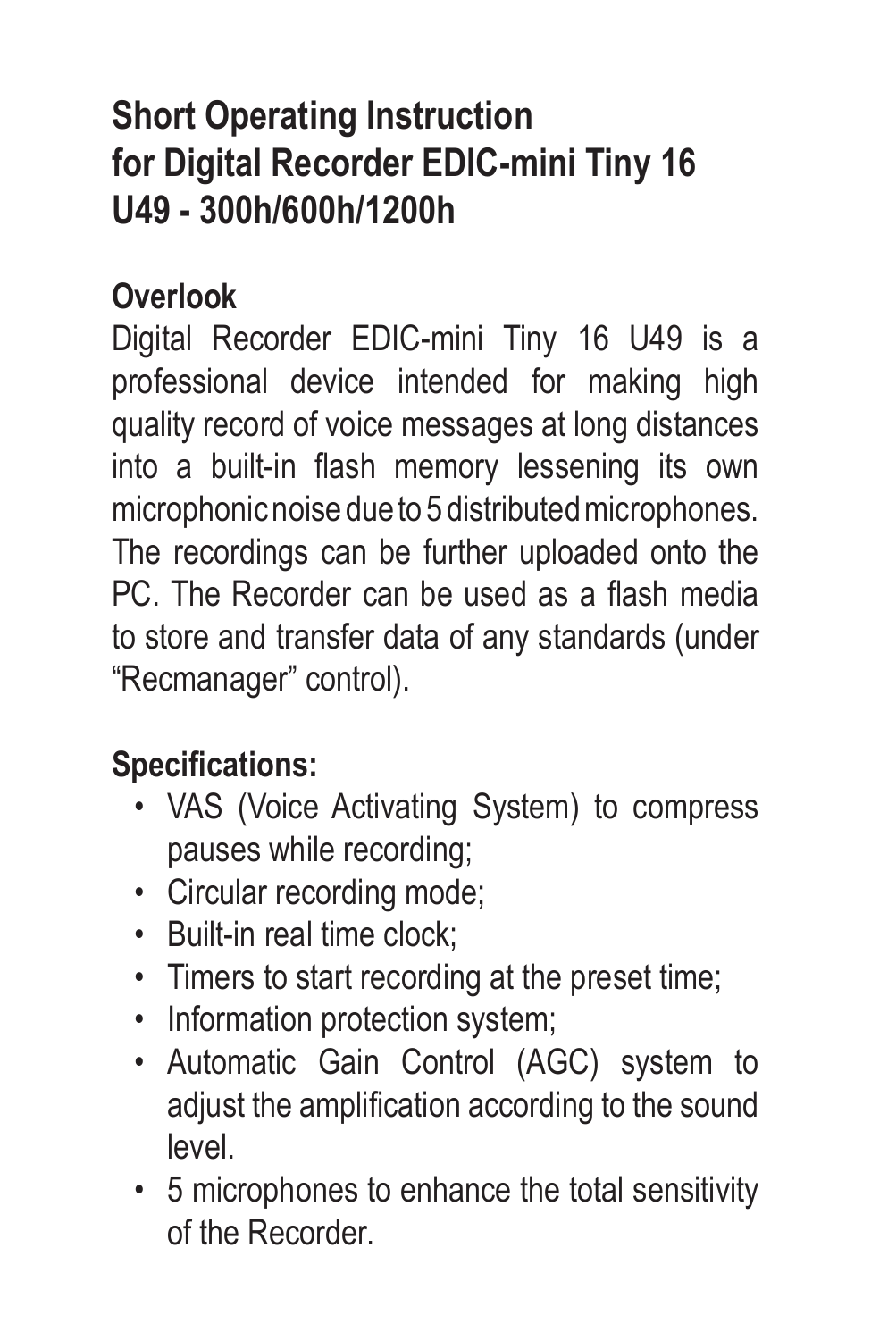# Short Operating Instruction for Digital Recorder EDIC-mini Tiny 16 U49 - 300h/600h/1200h

## Overlook

Digital Recorder EDIC-mini Tiny 16 U49 is a professional device intended for making high quality record of voice messages at long distances into a built-in flash memory lessening its own microphonic noise due to 5 distributed microphones. The recordings can be further uploaded onto the PC. The Recorder can be used as a flash media to store and transfer data of any standards (under “Recmanager” control).

## Specifications:

- VAS (Voice Activating System) to compress pauses while recording;
- Circular recording mode;
- Built-in real time clock;
- Timers to start recording at the preset time;
- Information protection system;
- Automatic Gain Control (AGC) system to adjust the amplification according to the sound level.
- 5 microphones to enhance the total sensitivity of the Recorder.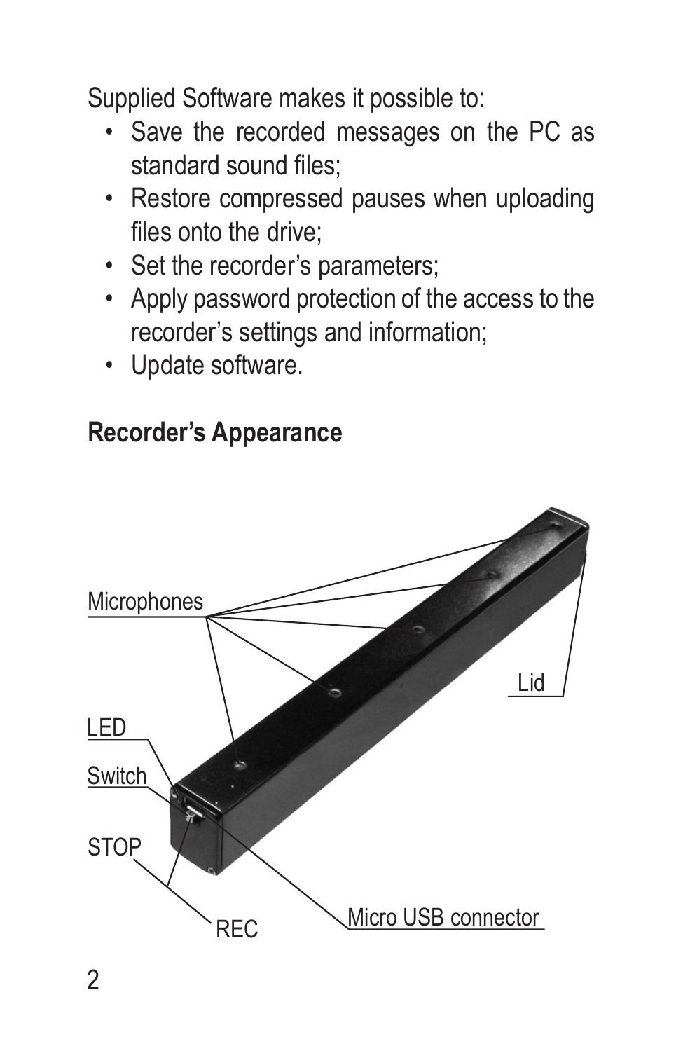Supplied Software makes it possible to:

- Save the recorded messages on the PC as standard sound files;
- Restore compressed pauses when uploading files onto the drive;
- Set the recorder's parameters;
- Apply password protection of the access to the recorder's settings and information;
- Update software.

## Recorder's Appearance

Microphones

Lid

LED

Switch

STOP

REC

Micro USB connector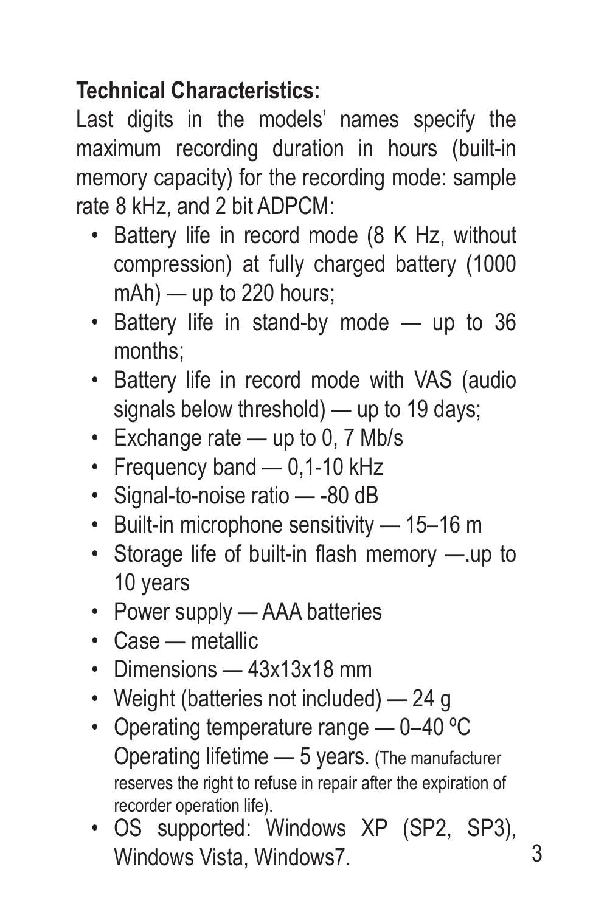**Technical Characteristics:**

Last digits in the models' names specify the maximum recording duration in hours (built-in memory capacity) for the recording mode: sample rate 8 kHz, and 2 bit ADPCM:

- Battery life in record mode (8 K Hz, without compression) at fully charged battery (1000 mAh) — up to 220 hours;
- Battery life in stand-by mode — up to 36 months;
- Battery life in record mode with VAS (audio signals below threshold) — up to 19 days;
- Exchange rate — up to 0, 7 Mb/s
- Frequency band — 0,1-10 kHz
- Signal-to-noise ratio — -80 dB
- Built-in microphone sensitivity — 15–16 m
- Storage life of built-in flash memory —.up to 10 years
- Power supply — AAA batteries
- Case — metallic
- Dimensions — 43x13x18 mm
- Weight (batteries not included) — 24 g
- Operating temperature range — 0–40 ºC  
  Operating lifetime — 5 years. (The manufacturer reserves the right to refuse in repair after the expiration of recorder operation life).
- OS supported: Windows XP (SP2, SP3), Windows Vista, Windows7.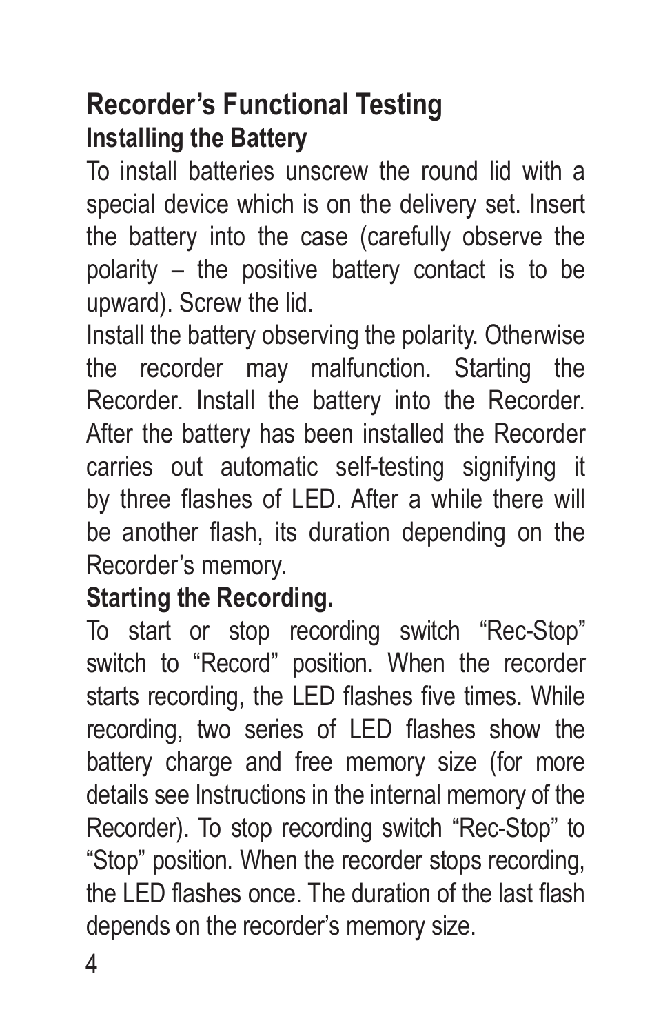## Recorder's Functional Testing

### Installing the Battery

To install batteries unscrew the round lid with a special device which is on the delivery set. Insert the battery into the case (carefully observe the polarity – the positive battery contact is to be upward). Screw the lid.

Install the battery observing the polarity. Otherwise the recorder may malfunction. Starting the Recorder. Install the battery into the Recorder. After the battery has been installed the Recorder carries out automatic self-testing signifying it by three flashes of LED. After a while there will be another flash, its duration depending on the Recorder's memory.

### Starting the Recording.

To start or stop recording switch "Rec-Stop" switch to "Record" position. When the recorder starts recording, the LED flashes five times. While recording, two series of LED flashes show the battery charge and free memory size (for more details see Instructions in the internal memory of the Recorder). To stop recording switch "Rec-Stop" to "Stop" position. When the recorder stops recording, the LED flashes once. The duration of the last flash depends on the recorder's memory size.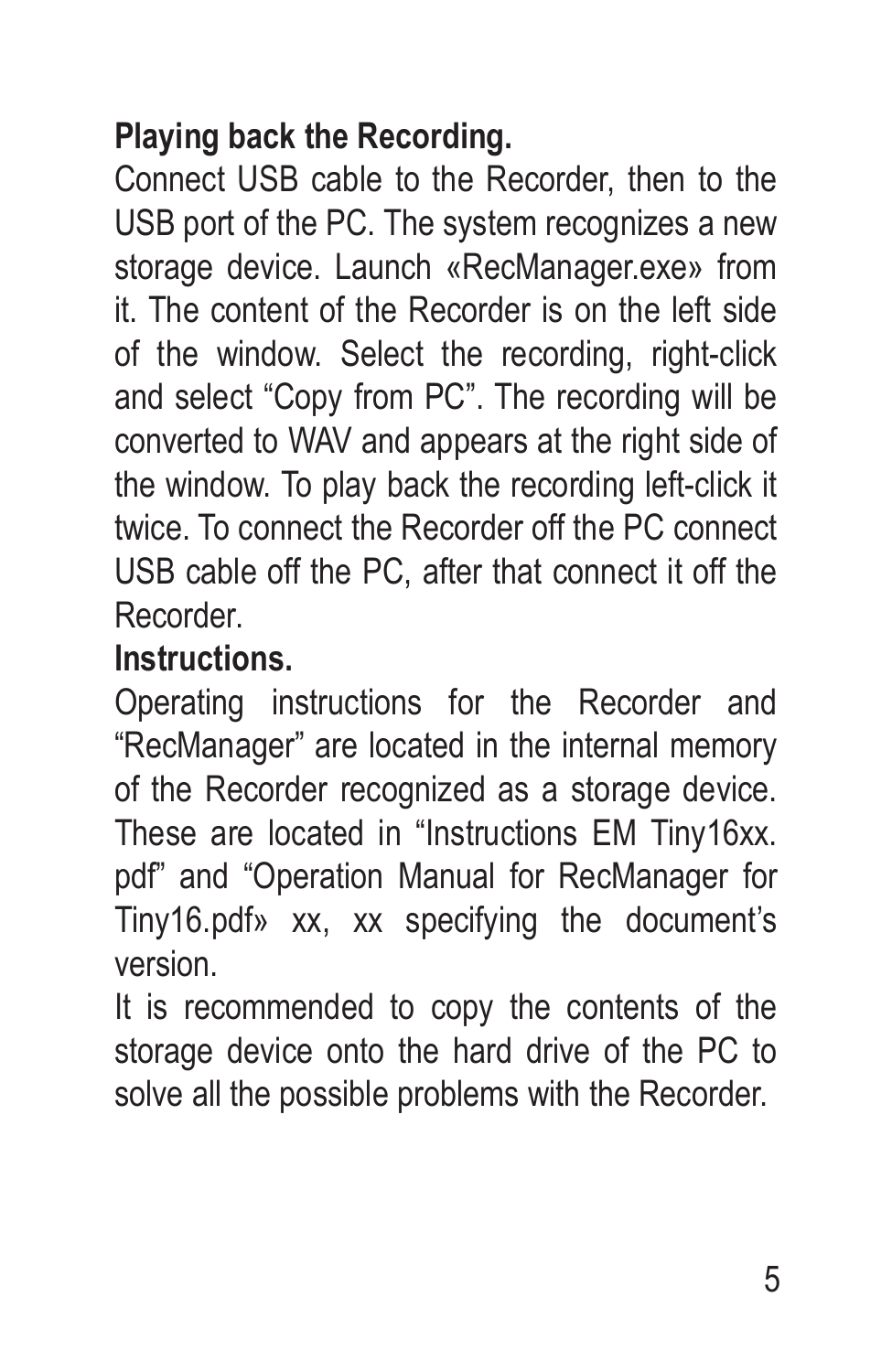**Playing back the Recording.**

Connect USB cable to the Recorder, then to the USB port of the PC. The system recognizes a new storage device. Launch «RecManager.exe» from it. The content of the Recorder is on the left side of the window. Select the recording, right-click and select “Copy from PC”. The recording will be converted to WAV and appears at the right side of the window. To play back the recording left-click it twice. To connect the Recorder off the PC connect USB cable off the PC, after that connect it off the Recorder.

**Instructions.**

Operating instructions for the Recorder and “RecManager” are located in the internal memory of the Recorder recognized as a storage device. These are located in “Instructions EM Tiny16xx.pdf” and “Operation Manual for RecManager for Tiny16.pdf» xx, xx specifying the document’s version.

It is recommended to copy the contents of the storage device onto the hard drive of the PC to solve all the possible problems with the Recorder.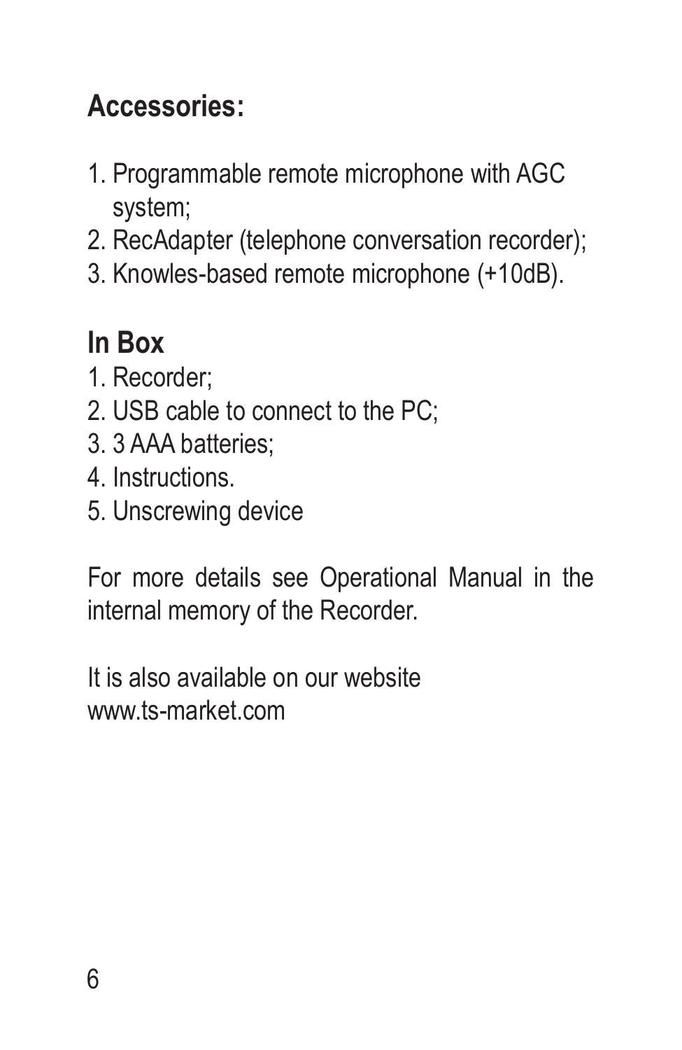## Accessories:

1. Programmable remote microphone with AGC system;
2. RecAdapter (telephone conversation recorder);
3. Knowles-based remote microphone (+10dB).

## In Box

1. Recorder;
2. USB cable to connect to the PC;
3. 3 AAA batteries;
4. Instructions.
5. Unscrewing device

For more details see Operational Manual in the internal memory of the Recorder.

It is also available on our website
www.ts-market.com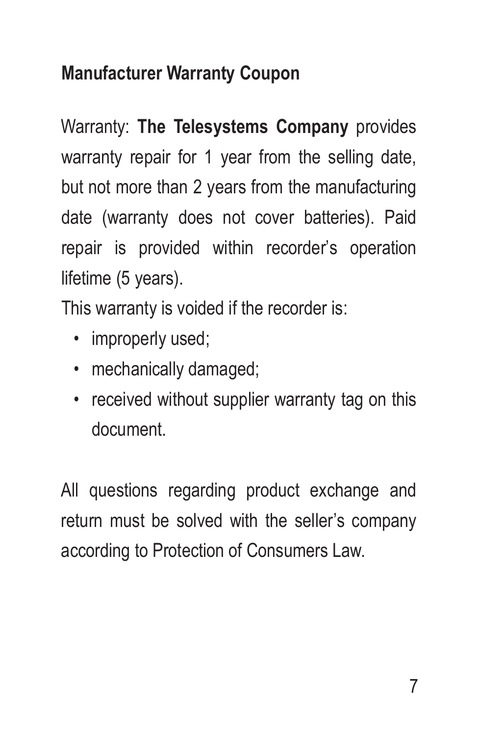## Manufacturer Warranty Coupon

Warranty: **The Telesystems Company** provides warranty repair for 1 year from the selling date, but not more than 2 years from the manufacturing date (warranty does not cover batteries). Paid repair is provided within recorder's operation lifetime (5 years).

This warranty is voided if the recorder is:

- improperly used;
- mechanically damaged;
- received without supplier warranty tag on this document.

All questions regarding product exchange and return must be solved with the seller's company according to Protection of Consumers Law.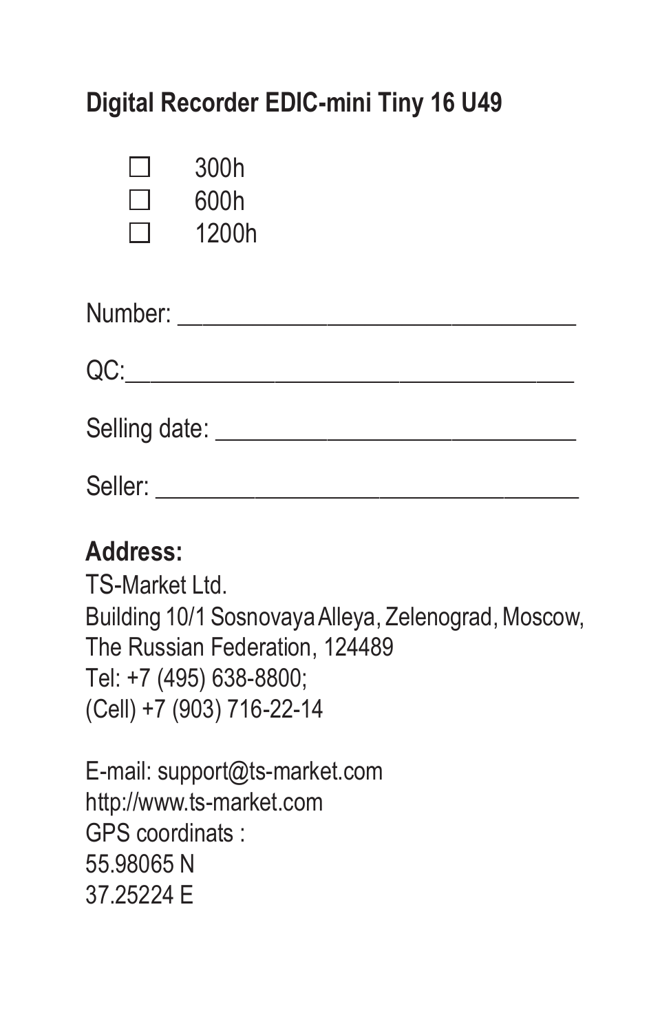**Digital Recorder EDIC-mini Tiny 16 U49**

- ☐ 300h
- ☐ 600h
- ☐ 1200h

Number: ________________________________

QC:____________________________________

Selling date: _____________________________

Seller: __________________________________

**Address:**

TS-Market Ltd.
Building 10/1 Sosnovaya Alleya, Zelenograd, Moscow,
The Russian Federation, 124489
Tel: +7 (495) 638-8800;
(Cell) +7 (903) 716-22-14

E-mail: support@ts-market.com
http://www.ts-market.com
GPS coordinats :
55.98065 N
37.25224 E